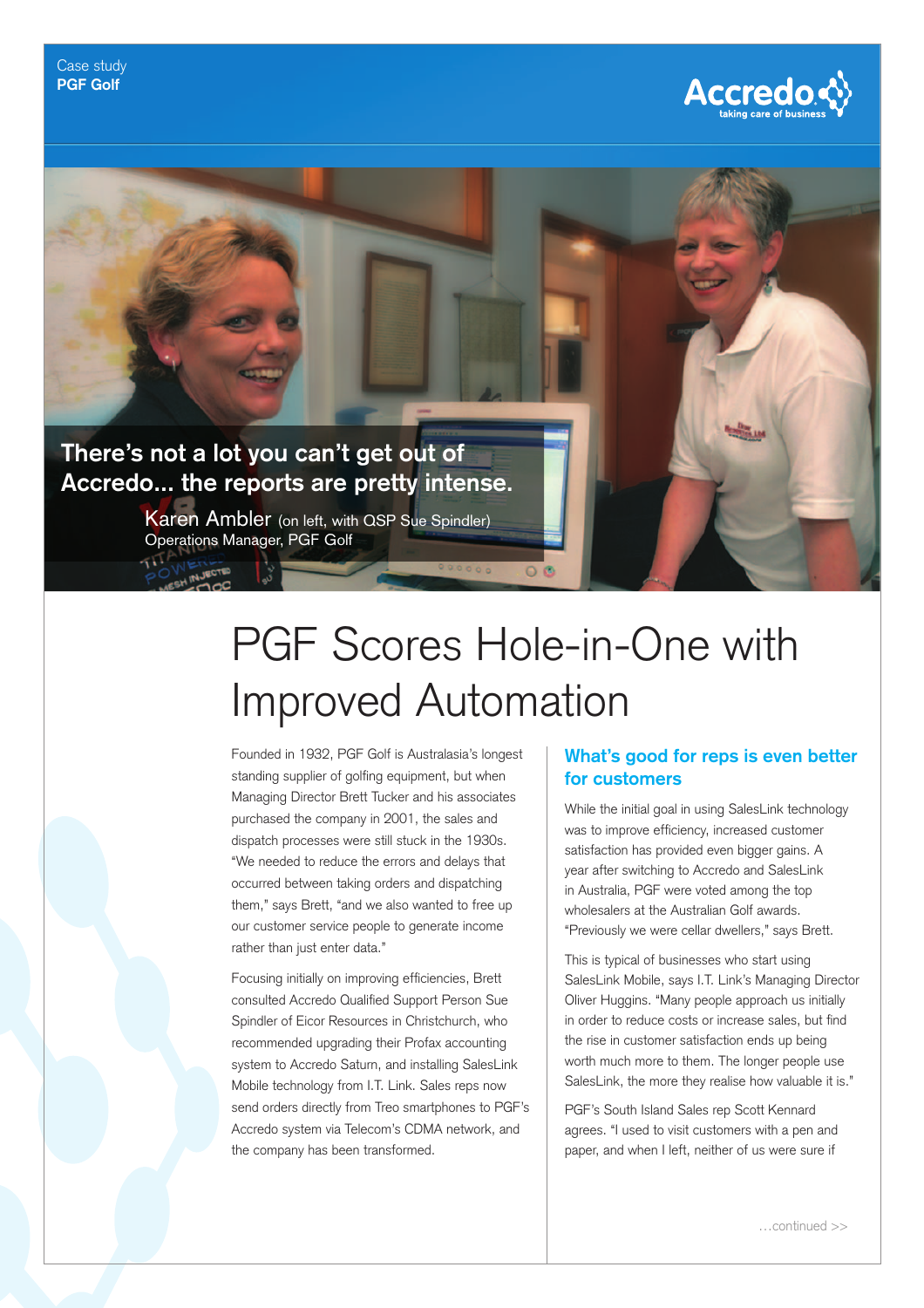Case study
**PGF Golf**

Accredo
taking care of business

**There's not a lot you can't get out of Accredo... the reports are pretty intense.**

Karen Ambler (on left, with QSP Sue Spindler)
Operations Manager, PGF Golf

# PGF Scores Hole-in-One with Improved Automation

Founded in 1932, PGF Golf is Australasia's longest standing supplier of golfing equipment, but when Managing Director Brett Tucker and his associates purchased the company in 2001, the sales and dispatch processes were still stuck in the 1930s. "We needed to reduce the errors and delays that occurred between taking orders and dispatching them," says Brett, "and we also wanted to free up our customer service people to generate income rather than just enter data."

Focusing initially on improving efficiencies, Brett consulted Accredo Qualified Support Person Sue Spindler of Eicor Resources in Christchurch, who recommended upgrading their Profax accounting system to Accredo Saturn, and installing SalesLink Mobile technology from I.T. Link. Sales reps now send orders directly from Treo smartphones to PGF's Accredo system via Telecom's CDMA network, and the company has been transformed.

## What's good for reps is even better for customers

While the initial goal in using SalesLink technology was to improve efficiency, increased customer satisfaction has provided even bigger gains. A year after switching to Accredo and SalesLink in Australia, PGF were voted among the top wholesalers at the Australian Golf awards. "Previously we were cellar dwellers," says Brett.

This is typical of businesses who start using SalesLink Mobile, says I.T. Link's Managing Director Oliver Huggins. "Many people approach us initially in order to reduce costs or increase sales, but find the rise in customer satisfaction ends up being worth much more to them. The longer people use SalesLink, the more they realise how valuable it is."

PGF's South Island Sales rep Scott Kennard agrees. "I used to visit customers with a pen and paper, and when I left, neither of us were sure if

…continued >>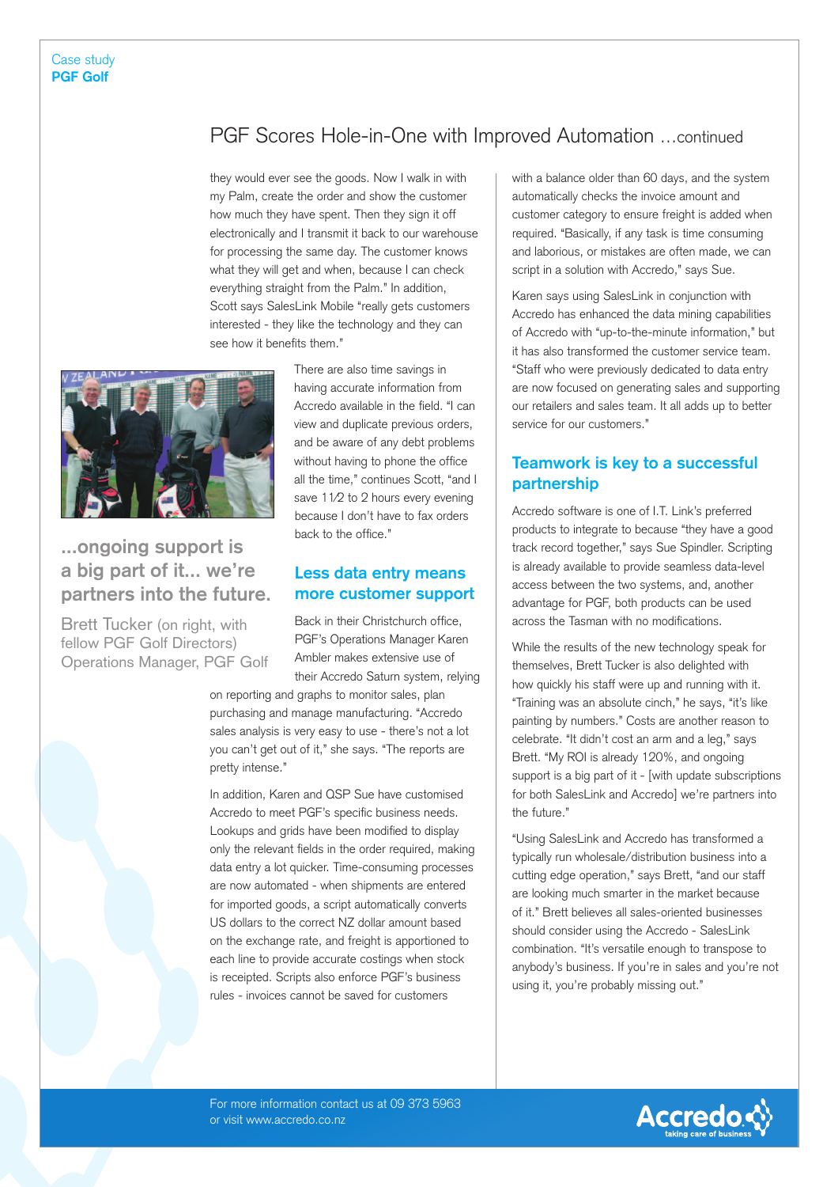Case study
**PGF Golf**

# PGF Scores Hole-in-One with Improved Automation ...continued

they would ever see the goods. Now I walk in with my Palm, create the order and show the customer how much they have spent. Then they sign it off electronically and I transmit it back to our warehouse for processing the same day. The customer knows what they will get and when, because I can check everything straight from the Palm." In addition, Scott says SalesLink Mobile "really gets customers interested - they like the technology and they can see how it benefits them."

There are also time savings in having accurate information from Accredo available in the field. "I can view and duplicate previous orders, and be aware of any debt problems without having to phone the office all the time," continues Scott, "and I save 1½ to 2 hours every evening because I don't have to fax orders back to the office."

**...ongoing support is a big part of it... we're partners into the future.**

Brett Tucker (on right, with fellow PGF Golf Directors) Operations Manager, PGF Golf

## Less data entry means more customer support

Back in their Christchurch office, PGF's Operations Manager Karen Ambler makes extensive use of their Accredo Saturn system, relying on reporting and graphs to monitor sales, plan purchasing and manage manufacturing. "Accredo sales analysis is very easy to use - there's not a lot you can't get out of it," she says. "The reports are pretty intense."

In addition, Karen and QSP Sue have customised Accredo to meet PGF's specific business needs. Lookups and grids have been modified to display only the relevant fields in the order required, making data entry a lot quicker. Time-consuming processes are now automated - when shipments are entered for imported goods, a script automatically converts US dollars to the correct NZ dollar amount based on the exchange rate, and freight is apportioned to each line to provide accurate costings when stock is receipted. Scripts also enforce PGF's business rules - invoices cannot be saved for customers with a balance older than 60 days, and the system automatically checks the invoice amount and customer category to ensure freight is added when required. "Basically, if any task is time consuming and laborious, or mistakes are often made, we can script in a solution with Accredo," says Sue.

Karen says using SalesLink in conjunction with Accredo has enhanced the data mining capabilities of Accredo with "up-to-the-minute information," but it has also transformed the customer service team. "Staff who were previously dedicated to data entry are now focused on generating sales and supporting our retailers and sales team. It all adds up to better service for our customers."

## Teamwork is key to a successful partnership

Accredo software is one of I.T. Link's preferred products to integrate to because "they have a good track record together," says Sue Spindler. Scripting is already available to provide seamless data-level access between the two systems, and, another advantage for PGF, both products can be used across the Tasman with no modifications.

While the results of the new technology speak for themselves, Brett Tucker is also delighted with how quickly his staff were up and running with it. "Training was an absolute cinch," he says, "it's like painting by numbers." Costs are another reason to celebrate. "It didn't cost an arm and a leg," says Brett. "My ROI is already 120%, and ongoing support is a big part of it - [with update subscriptions for both SalesLink and Accredo] we're partners into the future."

"Using SalesLink and Accredo has transformed a typically run wholesale/distribution business into a cutting edge operation," says Brett, "and our staff are looking much smarter in the market because of it." Brett believes all sales-oriented businesses should consider using the Accredo - SalesLink combination. "It's versatile enough to transpose to anybody's business. If you're in sales and you're not using it, you're probably missing out."

For more information contact us at 09 373 5963
or visit www.accredo.co.nz

Accredo
taking care of business